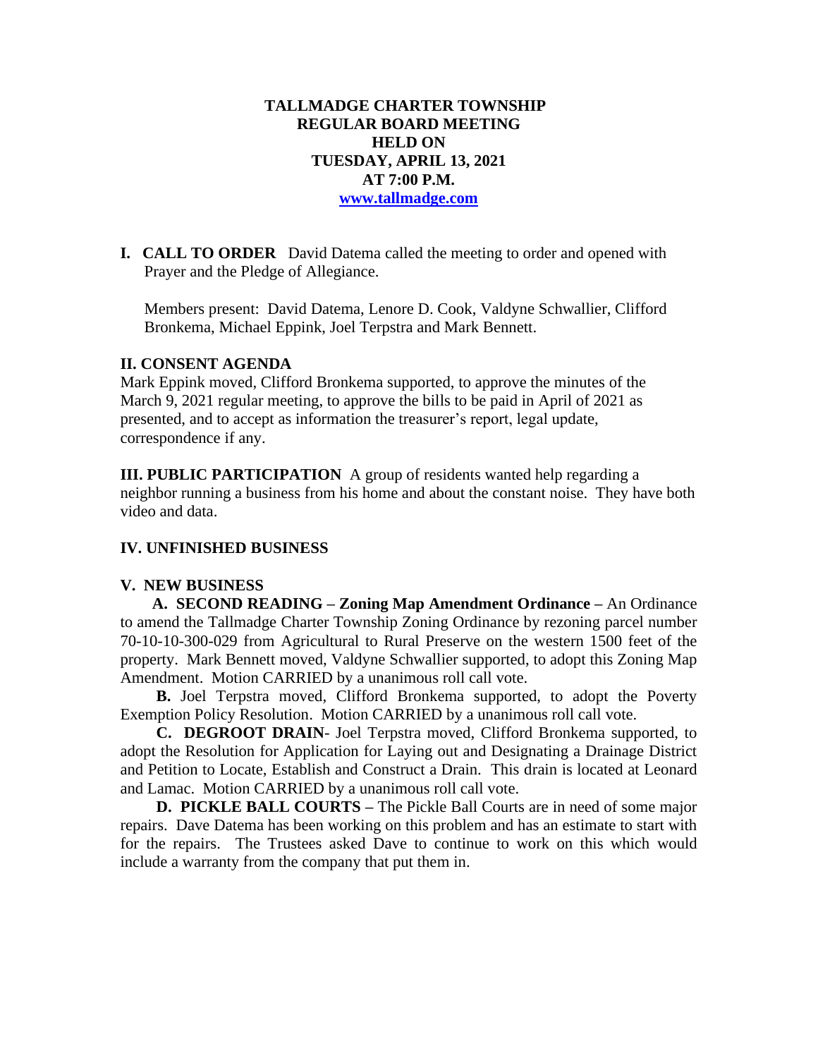**TALLMADGE CHARTER TOWNSHIP**
**REGULAR BOARD MEETING**
**HELD ON**
**TUESDAY, APRIL 13, 2021**
**AT 7:00 P.M.**
**www.tallmadge.com**

**I. CALL TO ORDER** David Datema called the meeting to order and opened with Prayer and the Pledge of Allegiance.

Members present: David Datema, Lenore D. Cook, Valdyne Schwallier, Clifford Bronkema, Michael Eppink, Joel Terpstra and Mark Bennett.

**II. CONSENT AGENDA**
Mark Eppink moved, Clifford Bronkema supported, to approve the minutes of the March 9, 2021 regular meeting, to approve the bills to be paid in April of 2021 as presented, and to accept as information the treasurer's report, legal update, correspondence if any.

**III. PUBLIC PARTICIPATION** A group of residents wanted help regarding a neighbor running a business from his home and about the constant noise. They have both video and data.

**IV. UNFINISHED BUSINESS**

**V. NEW BUSINESS**

**A. SECOND READING – Zoning Map Amendment Ordinance –** An Ordinance to amend the Tallmadge Charter Township Zoning Ordinance by rezoning parcel number 70-10-10-300-029 from Agricultural to Rural Preserve on the western 1500 feet of the property. Mark Bennett moved, Valdyne Schwallier supported, to adopt this Zoning Map Amendment. Motion CARRIED by a unanimous roll call vote.

**B.** Joel Terpstra moved, Clifford Bronkema supported, to adopt the Poverty Exemption Policy Resolution. Motion CARRIED by a unanimous roll call vote.

**C. DEGROOT DRAIN**- Joel Terpstra moved, Clifford Bronkema supported, to adopt the Resolution for Application for Laying out and Designating a Drainage District and Petition to Locate, Establish and Construct a Drain. This drain is located at Leonard and Lamac. Motion CARRIED by a unanimous roll call vote.

**D. PICKLE BALL COURTS –** The Pickle Ball Courts are in need of some major repairs. Dave Datema has been working on this problem and has an estimate to start with for the repairs. The Trustees asked Dave to continue to work on this which would include a warranty from the company that put them in.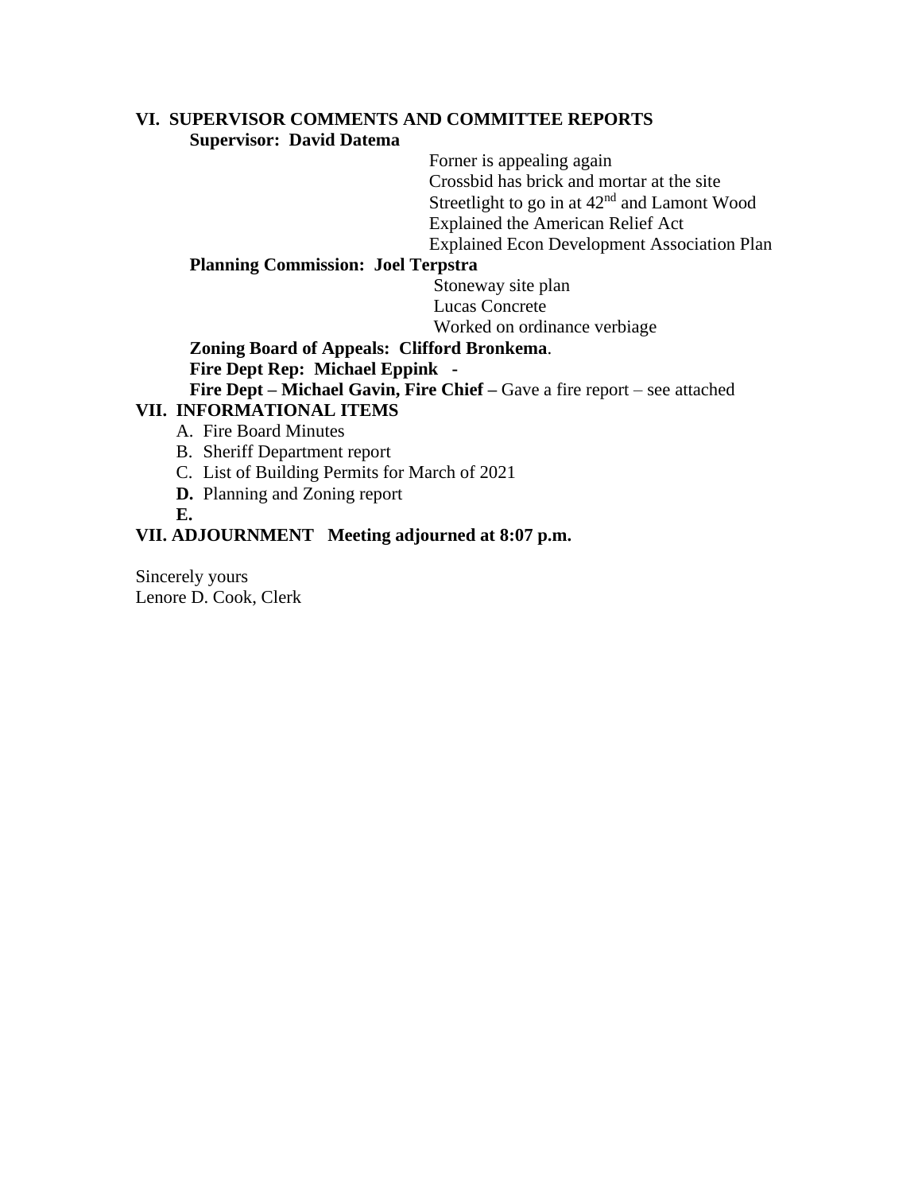**VI. SUPERVISOR COMMENTS AND COMMITTEE REPORTS**

**Supervisor: David Datema**

Forner is appealing again
Crossbid has brick and mortar at the site
Streetlight to go in at 42nd and Lamont Wood
Explained the American Relief Act
Explained Econ Development Association Plan

**Planning Commission: Joel Terpstra**

Stoneway site plan
Lucas Concrete
Worked on ordinance verbiage

**Zoning Board of Appeals: Clifford Bronkema**.

**Fire Dept Rep: Michael Eppink -**

**Fire Dept – Michael Gavin, Fire Chief –** Gave a fire report – see attached

**VII. INFORMATIONAL ITEMS**

A. Fire Board Minutes
B. Sheriff Department report
C. List of Building Permits for March of 2021
**D.** Planning and Zoning report
**E.**

**VII. ADJOURNMENT Meeting adjourned at 8:07 p.m.**

Sincerely yours
Lenore D. Cook, Clerk